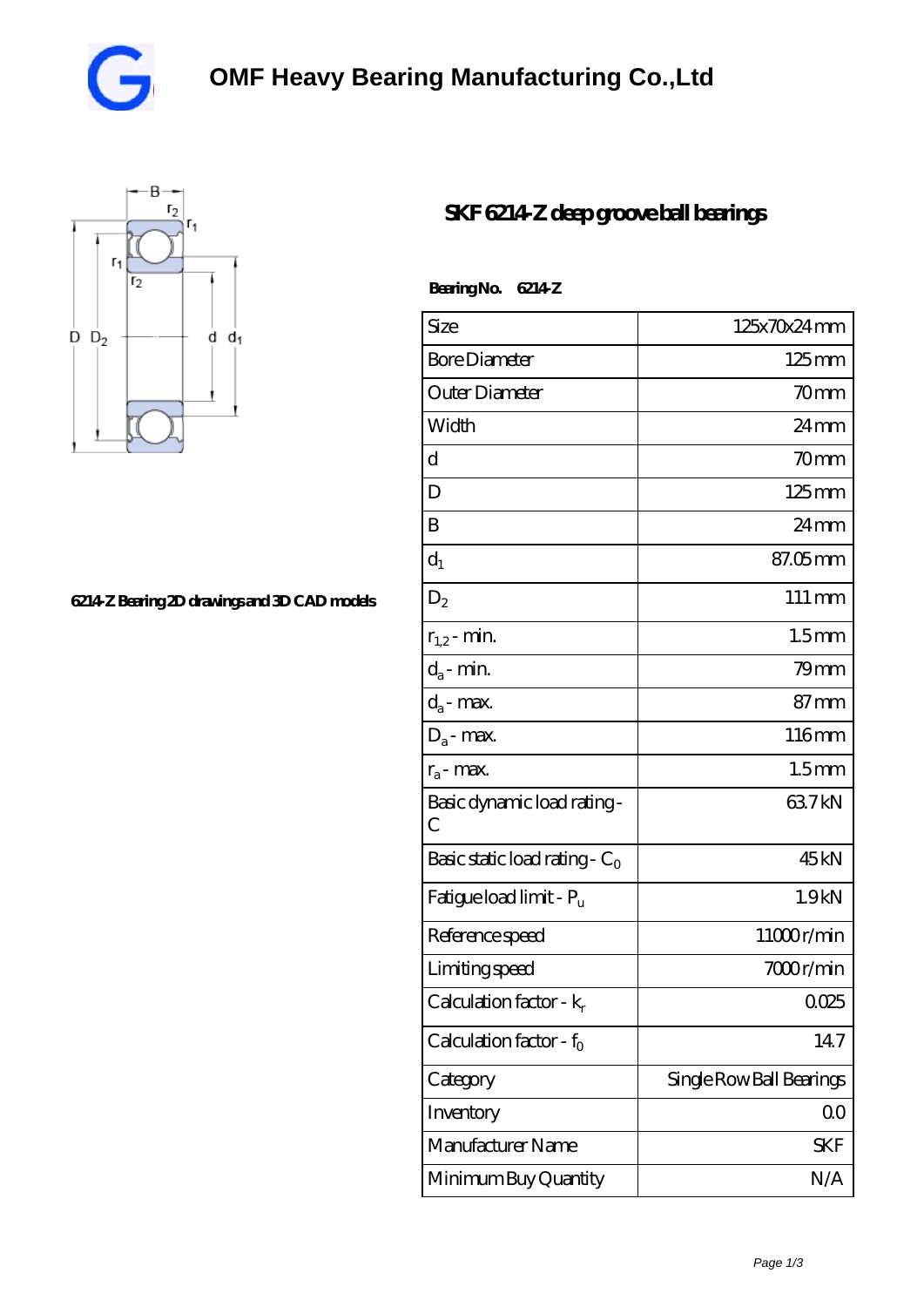# OMF Heavy Bearing Manufacturing Co.,Ltd

## SKF 6214-Z deep groove ball bearings

6214-Z Bearing 2D drawings and 3D CAD models

**Bearing No. 6214-Z**

| Size | 125x70x24 mm |
|---|---|
| Bore Diameter | 125 mm |
| Outer Diameter | 70 mm |
| Width | 24 mm |
| d | 70 mm |
| D | 125 mm |
| B | 24 mm |
| $d_1$ | 87.05 mm |
| $D_2$ | 111 mm |
| $r_{1,2}$ - min. | 1.5 mm |
| $d_a$ - min. | 79 mm |
| $d_a$ - max. | 87 mm |
| $D_a$ - max. | 116 mm |
| $r_a$ - max. | 1.5 mm |
| Basic dynamic load rating - C | 63.7 kN |
| Basic static load rating - $C_0$ | 45 kN |
| Fatigue load limit - $P_u$ | 1.9 kN |
| Reference speed | 11000 r/min |
| Limiting speed | 7000 r/min |
| Calculation factor - $k_r$ | 0.025 |
| Calculation factor - $f_0$ | 14.7 |
| Category | Single Row Ball Bearings |
| Inventory | 0.0 |
| Manufacturer Name | SKF |
| Minimum Buy Quantity | N/A |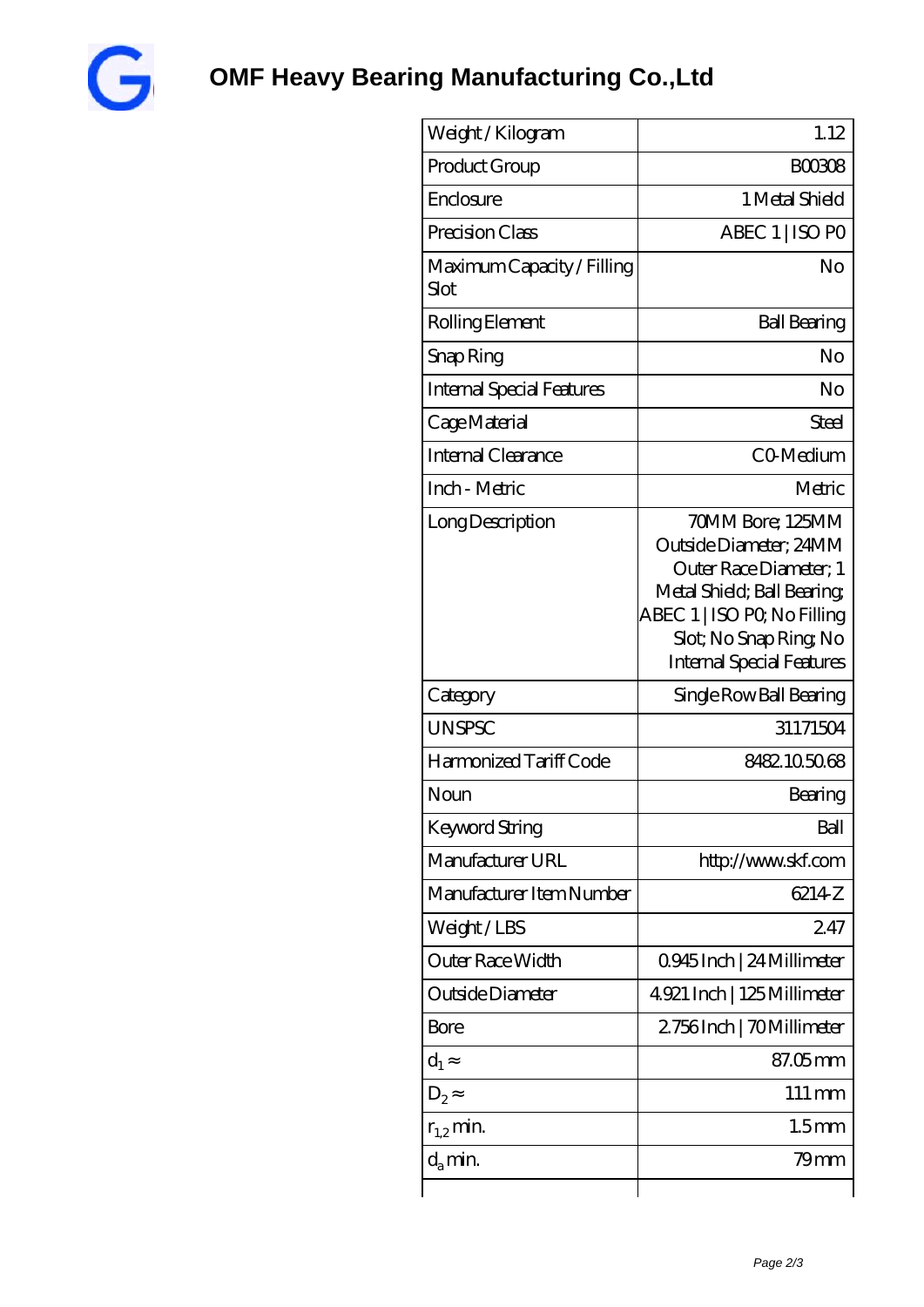# OMF Heavy Bearing Manufacturing Co.,Ltd

| Weight / Kilogram | 1.12 |
| --- | --- |
| Product Group | B00308 |
| Enclosure | 1 Metal Shield |
| Precision Class | ABEC 1 \| ISO P0 |
| Maximum Capacity / Filling Slot | No |
| Rolling Element | Ball Bearing |
| Snap Ring | No |
| Internal Special Features | No |
| Cage Material | Steel |
| Internal Clearance | C0-Medium |
| Inch - Metric | Metric |
| Long Description | 70MM Bore; 125MM Outside Diameter; 24MM Outer Race Diameter; 1 Metal Shield; Ball Bearing; ABEC 1 \| ISO P0; No Filling Slot; No Snap Ring; No Internal Special Features |
| Category | Single Row Ball Bearing |
| UNSPSC | 31171504 |
| Harmonized Tariff Code | 8482.10.50.68 |
| Noun | Bearing |
| Keyword String | Ball |
| Manufacturer URL | http://www.skf.com |
| Manufacturer Item Number | 6214-Z |
| Weight / LBS | 2.47 |
| Outer Race Width | 0.945 Inch \| 24 Millimeter |
| Outside Diameter | 4.921 Inch \| 125 Millimeter |
| Bore | 2.756 Inch \| 70 Millimeter |
| $d_1 \approx$ | 87.05 mm |
| $D_2 \approx$ | 111 mm |
| $r_{1,2}$ min. | 1.5 mm |
| $d_a$ min. | 79 mm |
| | |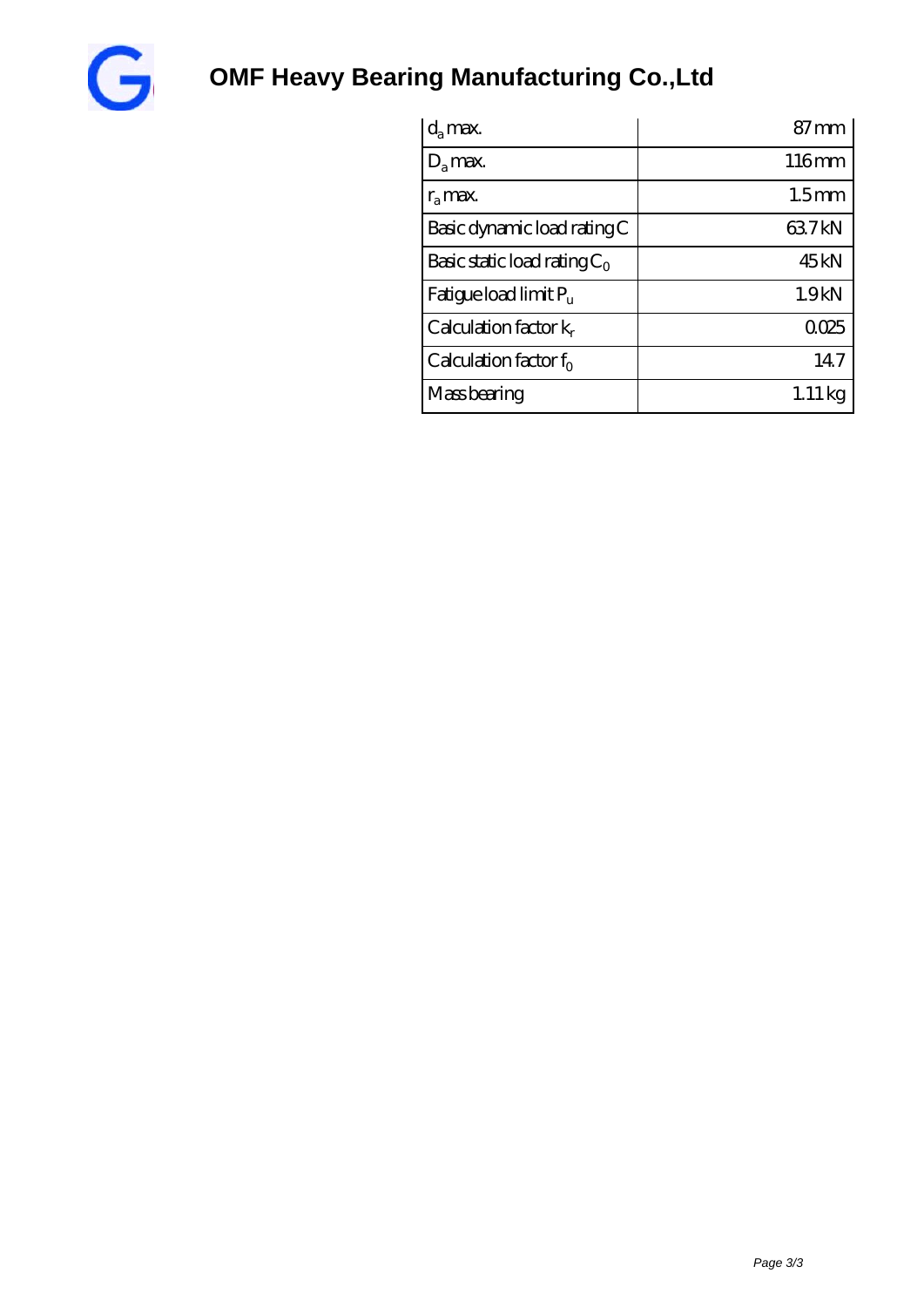| | |
|---|---|
| $d_a$ max. | 87 mm |
| $D_a$ max. | 116 mm |
| $r_a$ max. | 1.5 mm |
| Basic dynamic load rating C | 63.7 kN |
| Basic static load rating $C_0$ | 45 kN |
| Fatigue load limit $P_u$ | 1.9 kN |
| Calculation factor $k_r$ | 0.025 |
| Calculation factor $f_0$ | 14.7 |
| Mass bearing | 1.11 kg |